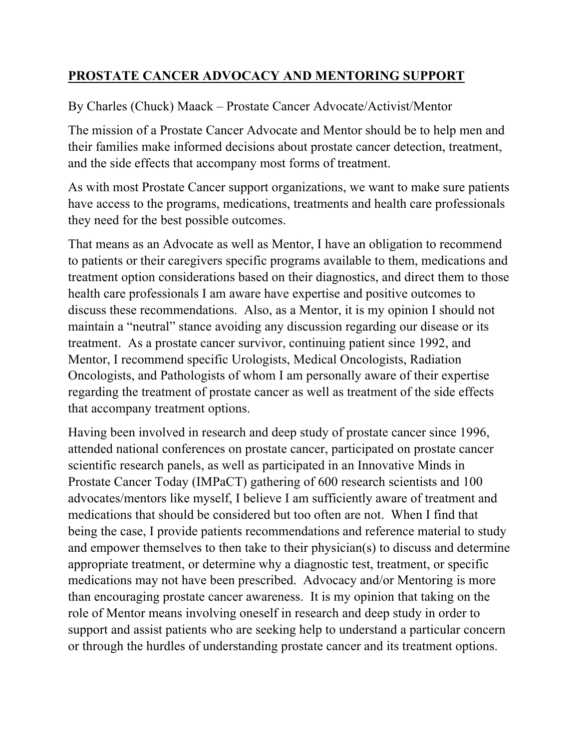# **PROSTATE CANCER ADVOCACY AND MENTORING SUPPORT**

By Charles (Chuck) Maack – Prostate Cancer Advocate/Activist/Mentor

The mission of a Prostate Cancer Advocate and Mentor should be to help men and their families make informed decisions about prostate cancer detection, treatment, and the side effects that accompany most forms of treatment.

As with most Prostate Cancer support organizations, we want to make sure patients have access to the programs, medications, treatments and health care professionals they need for the best possible outcomes.

That means as an Advocate as well as Mentor, I have an obligation to recommend to patients or their caregivers specific programs available to them, medications and treatment option considerations based on their diagnostics, and direct them to those health care professionals I am aware have expertise and positive outcomes to discuss these recommendations. Also, as a Mentor, it is my opinion I should not maintain a "neutral" stance avoiding any discussion regarding our disease or its treatment. As a prostate cancer survivor, continuing patient since 1992, and Mentor, I recommend specific Urologists, Medical Oncologists, Radiation Oncologists, and Pathologists of whom I am personally aware of their expertise regarding the treatment of prostate cancer as well as treatment of the side effects that accompany treatment options.

Having been involved in research and deep study of prostate cancer since 1996, attended national conferences on prostate cancer, participated on prostate cancer scientific research panels, as well as participated in an Innovative Minds in Prostate Cancer Today (IMPaCT) gathering of 600 research scientists and 100 advocates/mentors like myself, I believe I am sufficiently aware of treatment and medications that should be considered but too often are not. When I find that being the case, I provide patients recommendations and reference material to study and empower themselves to then take to their physician(s) to discuss and determine appropriate treatment, or determine why a diagnostic test, treatment, or specific medications may not have been prescribed. Advocacy and/or Mentoring is more than encouraging prostate cancer awareness. It is my opinion that taking on the role of Mentor means involving oneself in research and deep study in order to support and assist patients who are seeking help to understand a particular concern or through the hurdles of understanding prostate cancer and its treatment options.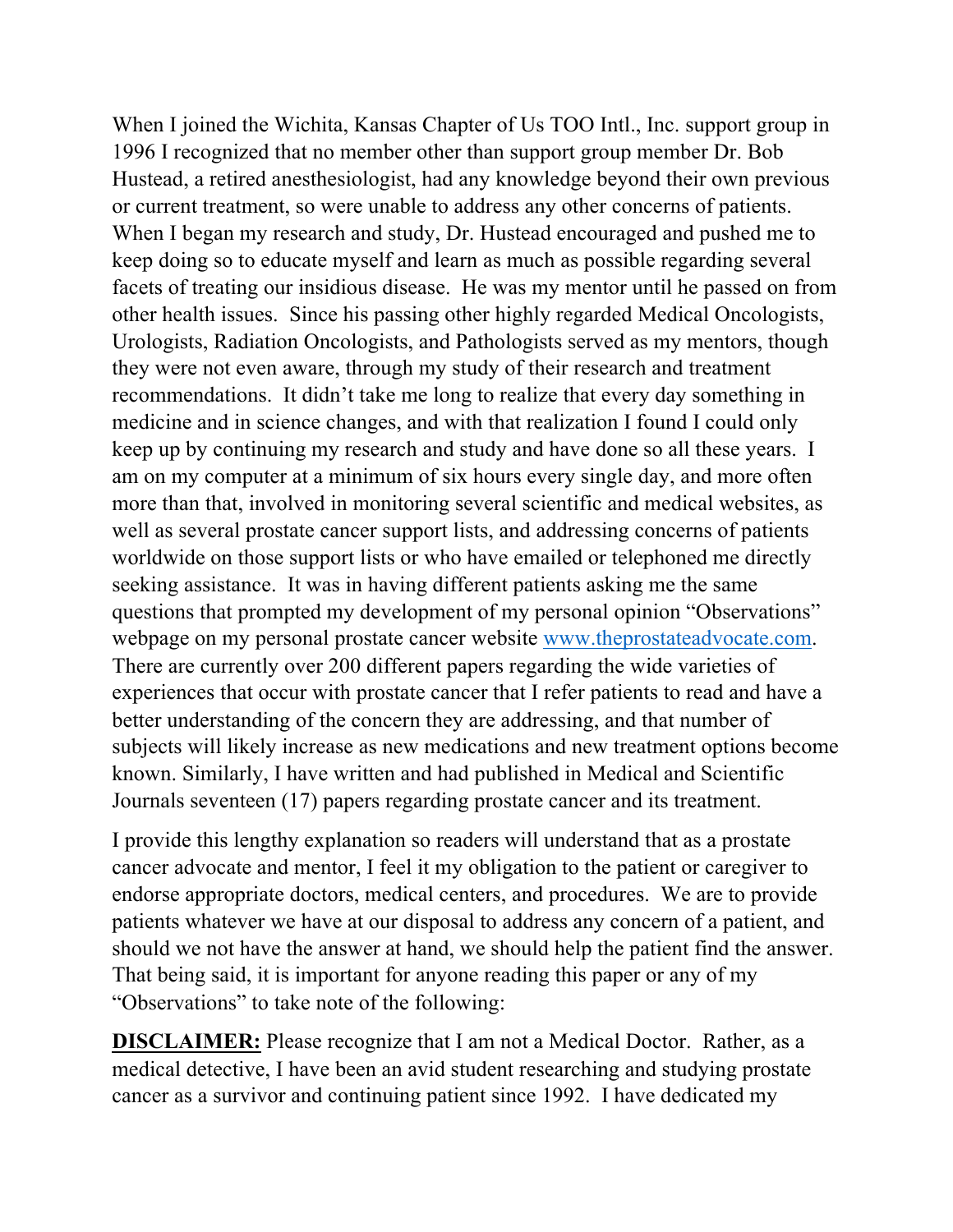When I joined the Wichita, Kansas Chapter of Us TOO Intl., Inc. support group in 1996 I recognized that no member other than support group member Dr. Bob Hustead, a retired anesthesiologist, had any knowledge beyond their own previous or current treatment, so were unable to address any other concerns of patients. When I began my research and study, Dr. Hustead encouraged and pushed me to keep doing so to educate myself and learn as much as possible regarding several facets of treating our insidious disease. He was my mentor until he passed on from other health issues. Since his passing other highly regarded Medical Oncologists, Urologists, Radiation Oncologists, and Pathologists served as my mentors, though they were not even aware, through my study of their research and treatment recommendations. It didn't take me long to realize that every day something in medicine and in science changes, and with that realization I found I could only keep up by continuing my research and study and have done so all these years. I am on my computer at a minimum of six hours every single day, and more often more than that, involved in monitoring several scientific and medical websites, as well as several prostate cancer support lists, and addressing concerns of patients worldwide on those support lists or who have emailed or telephoned me directly seeking assistance. It was in having different patients asking me the same questions that prompted my development of my personal opinion "Observations" webpage on my personal prostate cancer website [www.theprostateadvocate.com](www.theprostateadvocate.com). There are currently over 200 different papers regarding the wide varieties of experiences that occur with prostate cancer that I refer patients to read and have a better understanding of the concern they are addressing, and that number of subjects will likely increase as new medications and new treatment options become known. Similarly, I have written and had published in Medical and Scientific Journals seventeen (17) papers regarding prostate cancer and its treatment.

I provide this lengthy explanation so readers will understand that as a prostate cancer advocate and mentor, I feel it my obligation to the patient or caregiver to endorse appropriate doctors, medical centers, and procedures. We are to provide patients whatever we have at our disposal to address any concern of a patient, and should we not have the answer at hand, we should help the patient find the answer. That being said, it is important for anyone reading this paper or any of my "Observations" to take note of the following:

**DISCLAIMER:** Please recognize that I am not a Medical Doctor. Rather, as a medical detective, I have been an avid student researching and studying prostate cancer as a survivor and continuing patient since 1992. I have dedicated my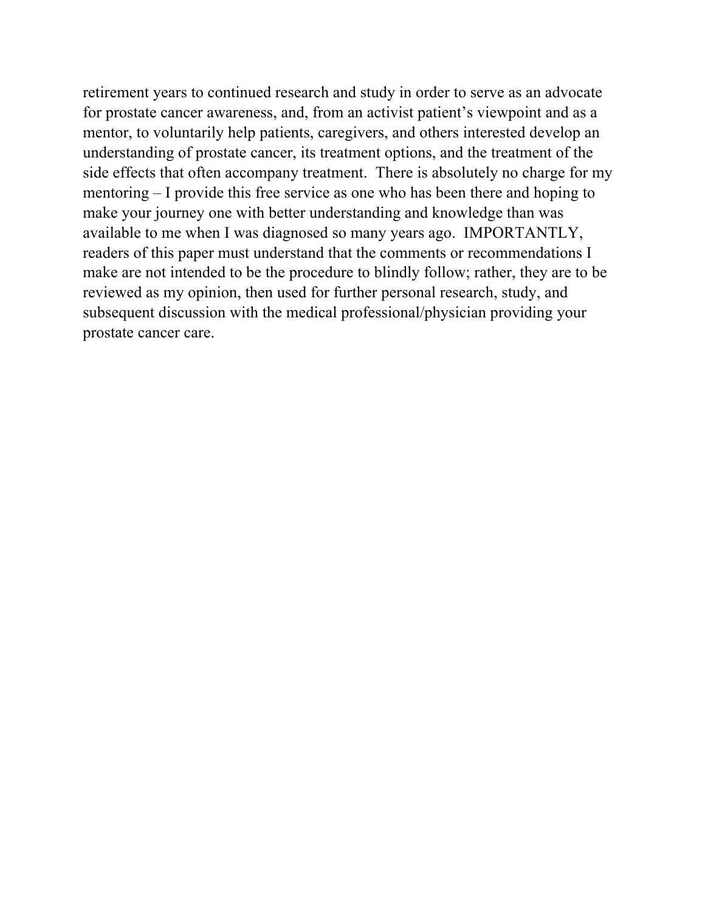retirement years to continued research and study in order to serve as an advocate for prostate cancer awareness, and, from an activist patient's viewpoint and as a mentor, to voluntarily help patients, caregivers, and others interested develop an understanding of prostate cancer, its treatment options, and the treatment of the side effects that often accompany treatment. There is absolutely no charge for my mentoring – I provide this free service as one who has been there and hoping to make your journey one with better understanding and knowledge than was available to me when I was diagnosed so many years ago. IMPORTANTLY, readers of this paper must understand that the comments or recommendations I make are not intended to be the procedure to blindly follow; rather, they are to be reviewed as my opinion, then used for further personal research, study, and subsequent discussion with the medical professional/physician providing your prostate cancer care.